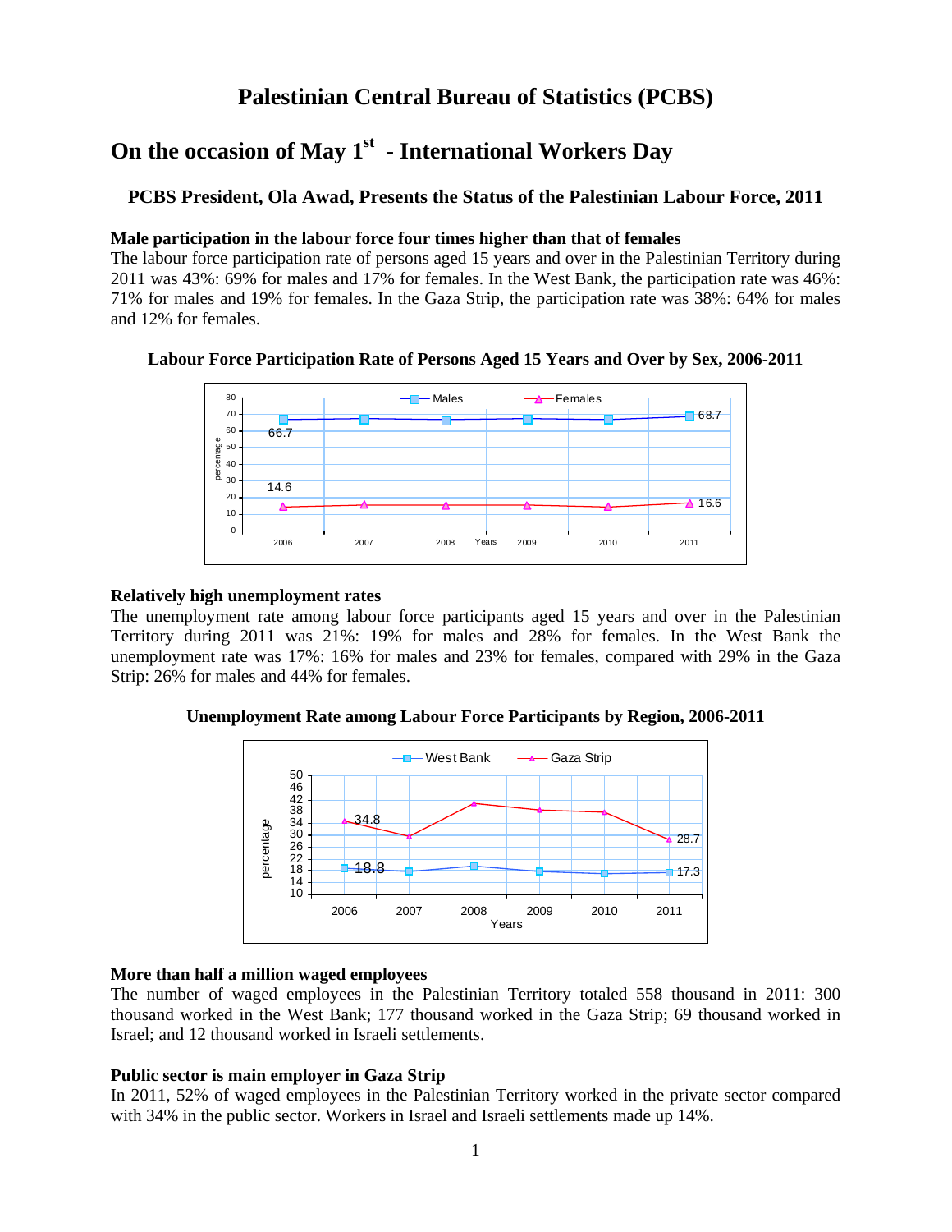# Palestinian Central Bureau of Statistics (PCBS)

## On the occasion of May 1st - International Workers Day

### PCBS President, Ola Awad, Presents the Status of the Palestinian Labour Force, 2011

**Male participation in the labour force four times higher than that of females**

The labour force participation rate of persons aged 15 years and over in the Palestinian Territory during 2011 was 43%: 69% for males and 17% for females. In the West Bank, the participation rate was 46%: 71% for males and 19% for females. In the Gaza Strip, the participation rate was 38%: 64% for males and 12% for females.

**Labour Force Participation Rate of Persons Aged 15 Years and Over by Sex, 2006-2011**

**Relatively high unemployment rates**

The unemployment rate among labour force participants aged 15 years and over in the Palestinian Territory during 2011 was 21%: 19% for males and 28% for females. In the West Bank the unemployment rate was 17%: 16% for males and 23% for females, compared with 29% in the Gaza Strip: 26% for males and 44% for females.

**Unemployment Rate among Labour Force Participants by Region, 2006-2011**

**More than half a million waged employees**

The number of waged employees in the Palestinian Territory totaled 558 thousand in 2011: 300 thousand worked in the West Bank; 177 thousand worked in the Gaza Strip; 69 thousand worked in Israel; and 12 thousand worked in Israeli settlements.

**Public sector is main employer in Gaza Strip**

In 2011, 52% of waged employees in the Palestinian Territory worked in the private sector compared with 34% in the public sector. Workers in Israel and Israeli settlements made up 14%.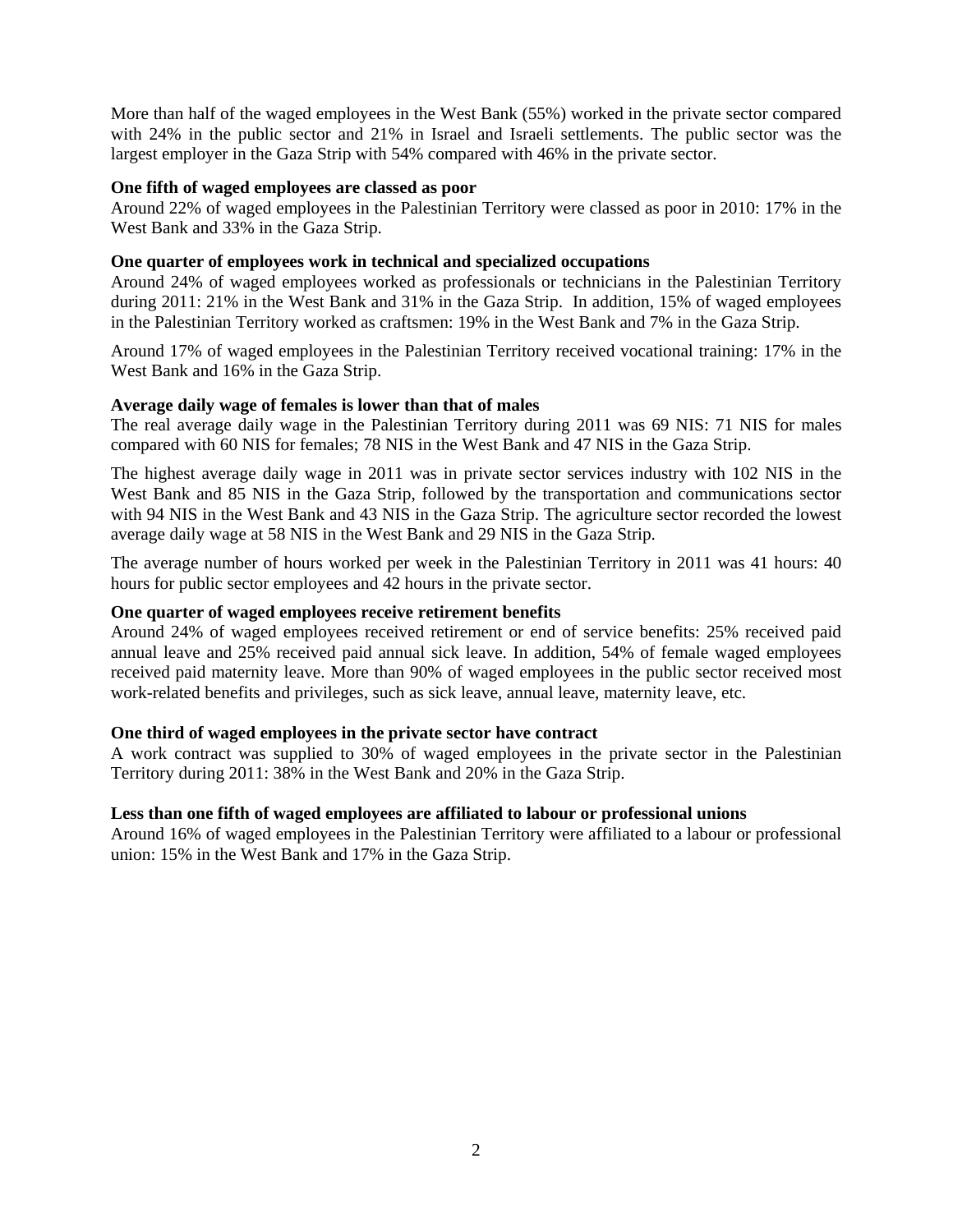More than half of the waged employees in the West Bank (55%) worked in the private sector compared with 24% in the public sector and 21% in Israel and Israeli settlements. The public sector was the largest employer in the Gaza Strip with 54% compared with 46% in the private sector.

**One fifth of waged employees are classed as poor**

Around 22% of waged employees in the Palestinian Territory were classed as poor in 2010: 17% in the West Bank and 33% in the Gaza Strip.

**One quarter of employees work in technical and specialized occupations**

Around 24% of waged employees worked as professionals or technicians in the Palestinian Territory during 2011: 21% in the West Bank and 31% in the Gaza Strip. In addition, 15% of waged employees in the Palestinian Territory worked as craftsmen: 19% in the West Bank and 7% in the Gaza Strip.

Around 17% of waged employees in the Palestinian Territory received vocational training: 17% in the West Bank and 16% in the Gaza Strip.

**Average daily wage of females is lower than that of males**

The real average daily wage in the Palestinian Territory during 2011 was 69 NIS: 71 NIS for males compared with 60 NIS for females; 78 NIS in the West Bank and 47 NIS in the Gaza Strip.

The highest average daily wage in 2011 was in private sector services industry with 102 NIS in the West Bank and 85 NIS in the Gaza Strip, followed by the transportation and communications sector with 94 NIS in the West Bank and 43 NIS in the Gaza Strip. The agriculture sector recorded the lowest average daily wage at 58 NIS in the West Bank and 29 NIS in the Gaza Strip.

The average number of hours worked per week in the Palestinian Territory in 2011 was 41 hours: 40 hours for public sector employees and 42 hours in the private sector.

**One quarter of waged employees receive retirement benefits**

Around 24% of waged employees received retirement or end of service benefits: 25% received paid annual leave and 25% received paid annual sick leave. In addition, 54% of female waged employees received paid maternity leave. More than 90% of waged employees in the public sector received most work-related benefits and privileges, such as sick leave, annual leave, maternity leave, etc.

**One third of waged employees in the private sector have contract**

A work contract was supplied to 30% of waged employees in the private sector in the Palestinian Territory during 2011: 38% in the West Bank and 20% in the Gaza Strip.

**Less than one fifth of waged employees are affiliated to labour or professional unions**

Around 16% of waged employees in the Palestinian Territory were affiliated to a labour or professional union: 15% in the West Bank and 17% in the Gaza Strip.